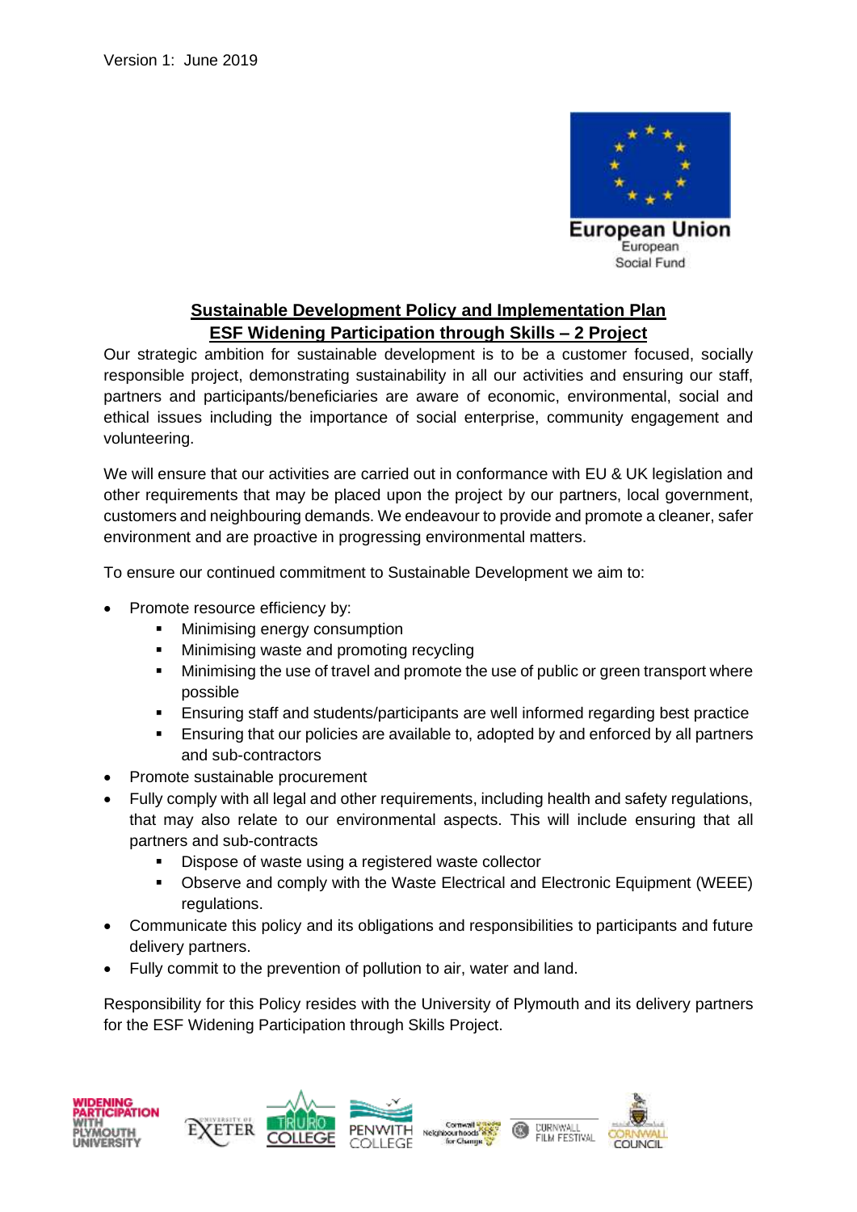Version 1: June 2019

European Union
European
Social Fund

## Sustainable Development Policy and Implementation Plan
## ESF Widening Participation through Skills – 2 Project

Our strategic ambition for sustainable development is to be a customer focused, socially responsible project, demonstrating sustainability in all our activities and ensuring our staff, partners and participants/beneficiaries are aware of economic, environmental, social and ethical issues including the importance of social enterprise, community engagement and volunteering.

We will ensure that our activities are carried out in conformance with EU & UK legislation and other requirements that may be placed upon the project by our partners, local government, customers and neighbouring demands. We endeavour to provide and promote a cleaner, safer environment and are proactive in progressing environmental matters.

To ensure our continued commitment to Sustainable Development we aim to:

- Promote resource efficiency by:
  - Minimising energy consumption
  - Minimising waste and promoting recycling
  - Minimising the use of travel and promote the use of public or green transport where possible
  - Ensuring staff and students/participants are well informed regarding best practice
  - Ensuring that our policies are available to, adopted by and enforced by all partners and sub-contractors
- Promote sustainable procurement
- Fully comply with all legal and other requirements, including health and safety regulations, that may also relate to our environmental aspects. This will include ensuring that all partners and sub-contracts
  - Dispose of waste using a registered waste collector
  - Observe and comply with the Waste Electrical and Electronic Equipment (WEEE) regulations.
- Communicate this policy and its obligations and responsibilities to participants and future delivery partners.
- Fully commit to the prevention of pollution to air, water and land.

Responsibility for this Policy resides with the University of Plymouth and its delivery partners for the ESF Widening Participation through Skills Project.

WIDENING PARTICIPATION WITH PLYMOUTH UNIVERSITY | UNIVERSITY OF EXETER | TRURO COLLEGE | PENWITH COLLEGE | Cornwall Neighbourhoods for Change | CORNWALL FILM FESTIVAL | CORNWALL COUNCIL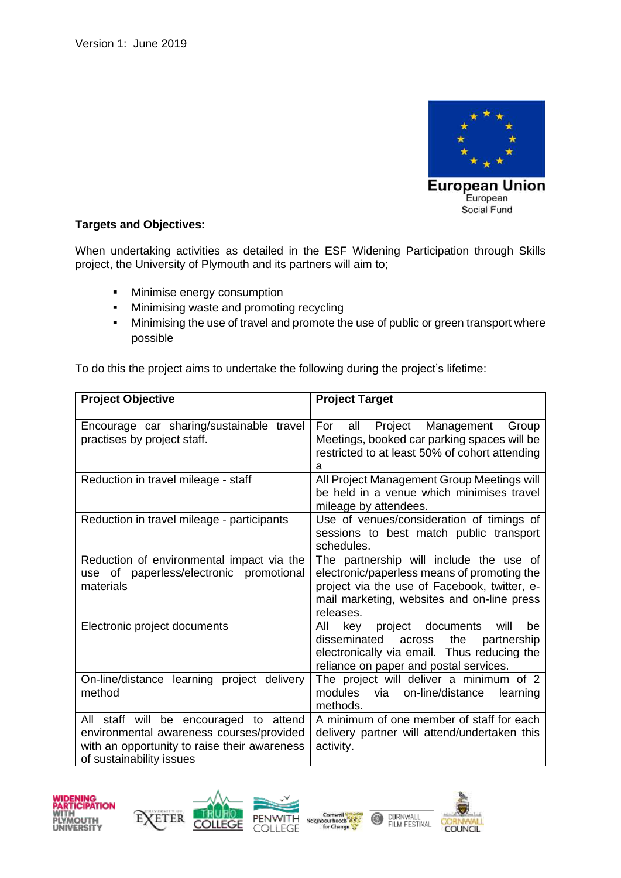Version 1: June 2019

European Union
European
Social Fund

**Targets and Objectives:**

When undertaking activities as detailed in the ESF Widening Participation through Skills project, the University of Plymouth and its partners will aim to;

- Minimise energy consumption
- Minimising waste and promoting recycling
- Minimising the use of travel and promote the use of public or green transport where possible

To do this the project aims to undertake the following during the project's lifetime:

| **Project Objective** | **Project Target** |
|---|---|
| Encourage car sharing/sustainable travel practises by project staff. | For all Project Management Group Meetings, booked car parking spaces will be restricted to at least 50% of cohort attending a |
| Reduction in travel mileage - staff | All Project Management Group Meetings will be held in a venue which minimises travel mileage by attendees. |
| Reduction in travel mileage - participants | Use of venues/consideration of timings of sessions to best match public transport schedules. |
| Reduction of environmental impact via the use of paperless/electronic promotional materials | The partnership will include the use of electronic/paperless means of promoting the project via the use of Facebook, twitter, e-mail marketing, websites and on-line press releases. |
| Electronic project documents | All key project documents will be disseminated across the partnership electronically via email. Thus reducing the reliance on paper and postal services. |
| On-line/distance learning project delivery method | The project will deliver a minimum of 2 modules via on-line/distance learning methods. |
| All staff will be encouraged to attend environmental awareness courses/provided with an opportunity to raise their awareness of sustainability issues | A minimum of one member of staff for each delivery partner will attend/undertaken this activity. |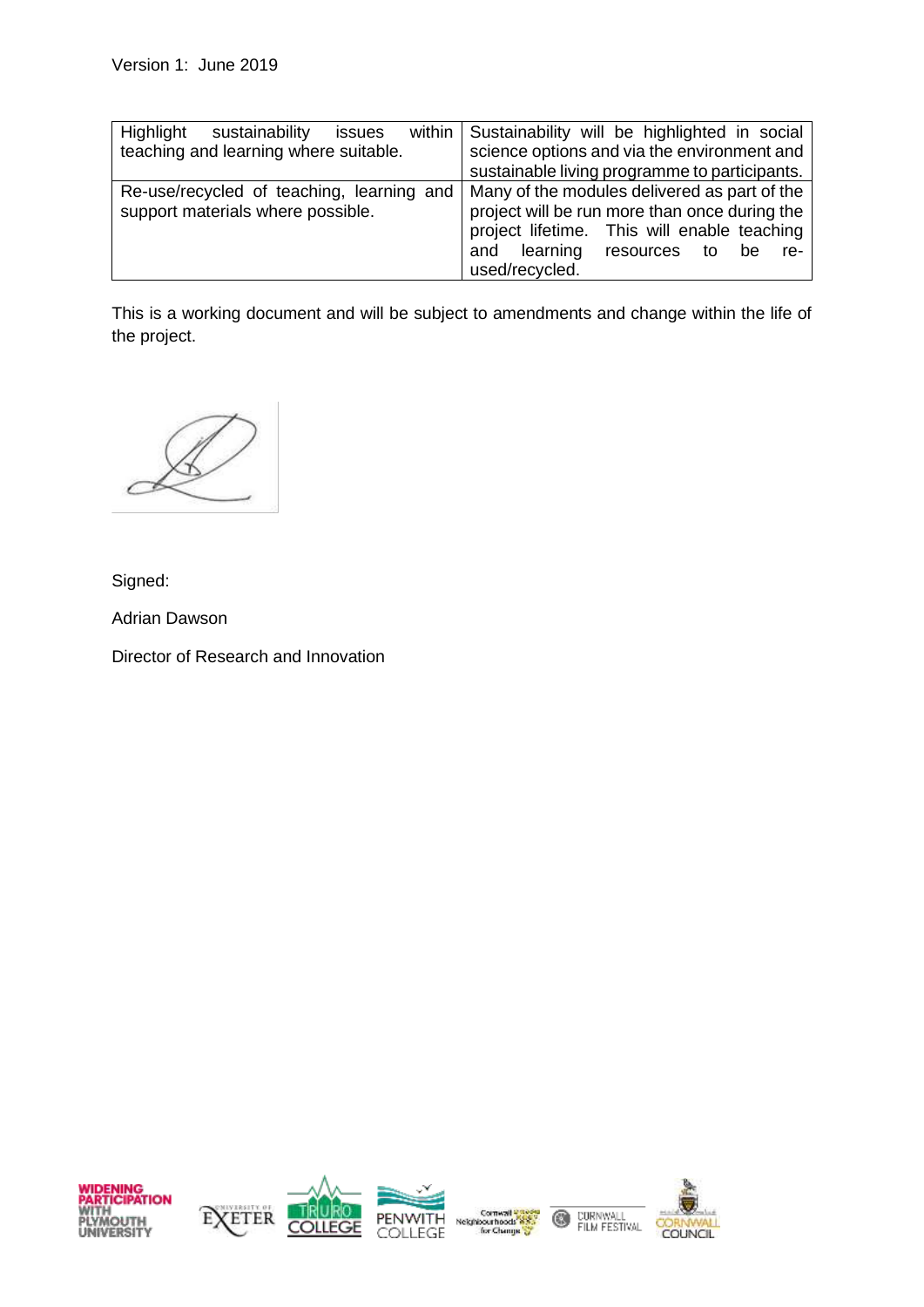Version 1: June 2019

| | |
|---|---|
| Highlight sustainability issues within teaching and learning where suitable. | Sustainability will be highlighted in social science options and via the environment and sustainable living programme to participants. |
| Re-use/recycled of teaching, learning and support materials where possible. | Many of the modules delivered as part of the project will be run more than once during the project lifetime. This will enable teaching and learning resources to be re-used/recycled. |

This is a working document and will be subject to amendments and change within the life of the project.

Signed:

Adrian Dawson

Director of Research and Innovation